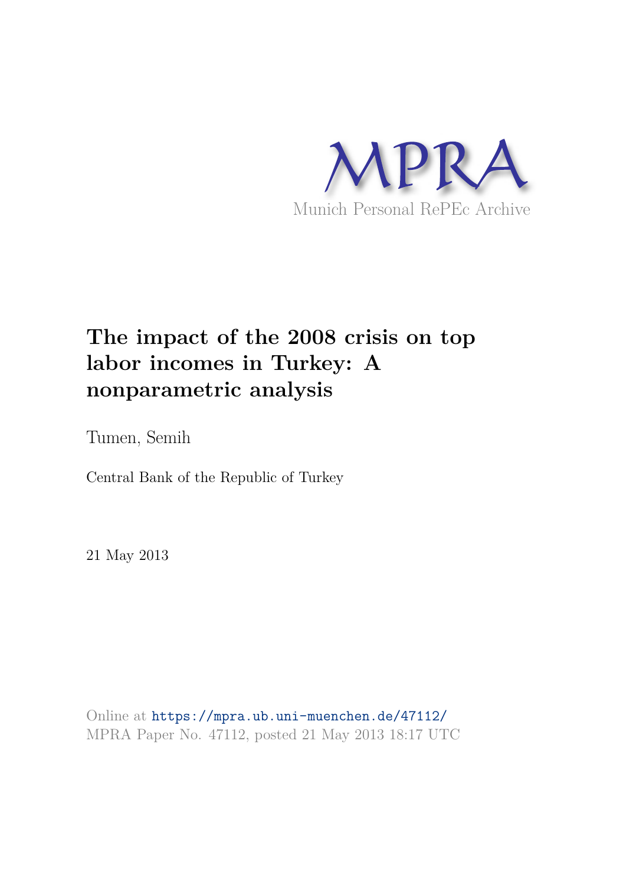MPRA

Munich Personal RePEc Archive

# The impact of the 2008 crisis on top labor incomes in Turkey: A nonparametric analysis

Tumen, Semih

Central Bank of the Republic of Turkey

21 May 2013

Online at https://mpra.ub.uni-muenchen.de/47112/
MPRA Paper No. 47112, posted 21 May 2013 18:17 UTC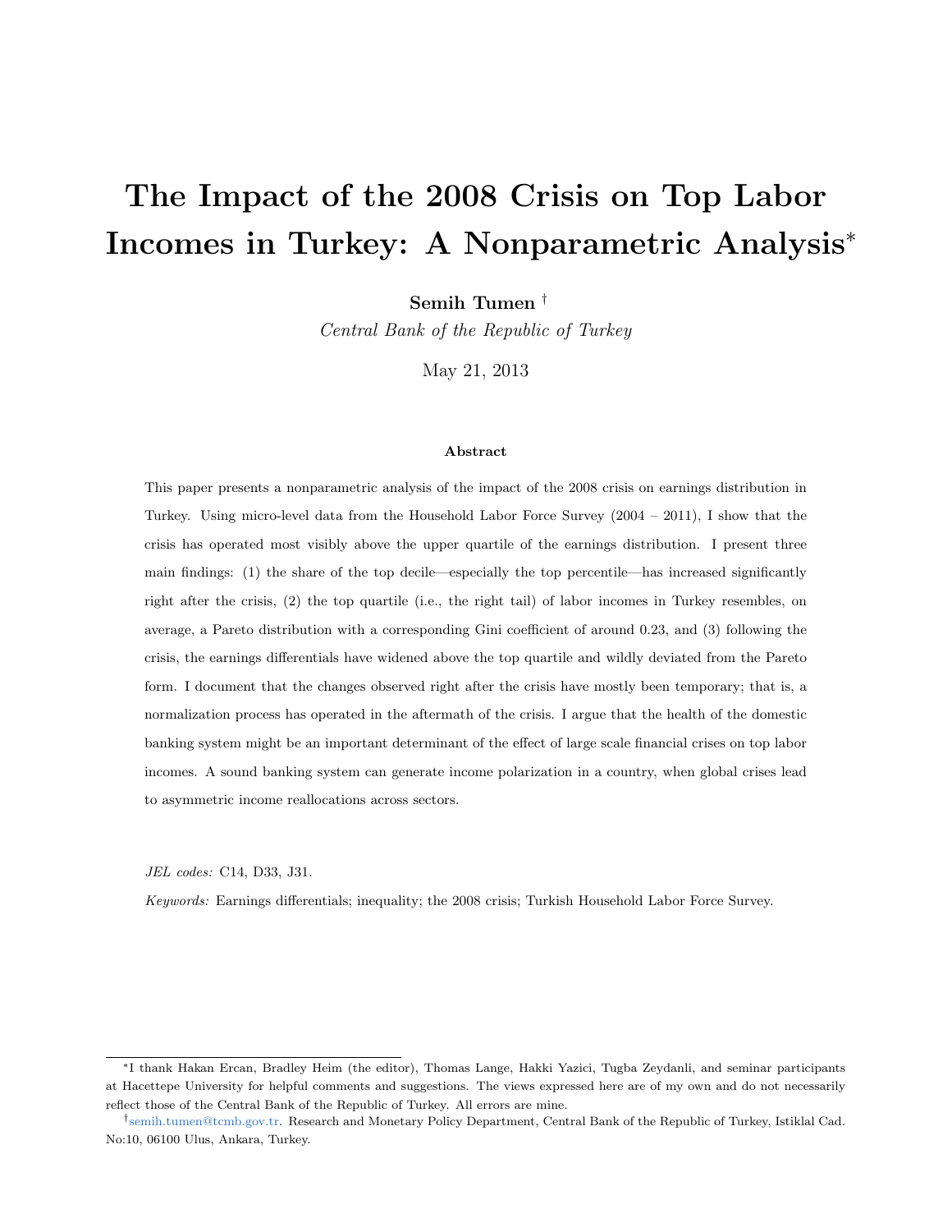# The Impact of the 2008 Crisis on Top Labor Incomes in Turkey: A Nonparametric Analysis*

**Semih Tumen** [†]

*Central Bank of the Republic of Turkey*

May 21, 2013

### Abstract

This paper presents a nonparametric analysis of the impact of the 2008 crisis on earnings distribution in Turkey. Using micro-level data from the Household Labor Force Survey (2004 – 2011), I show that the crisis has operated most visibly above the upper quartile of the earnings distribution. I present three main findings: (1) the share of the top decile—especially the top percentile—has increased significantly right after the crisis, (2) the top quartile (i.e., the right tail) of labor incomes in Turkey resembles, on average, a Pareto distribution with a corresponding Gini coefficient of around 0.23, and (3) following the crisis, the earnings differentials have widened above the top quartile and wildly deviated from the Pareto form. I document that the changes observed right after the crisis have mostly been temporary; that is, a normalization process has operated in the aftermath of the crisis. I argue that the health of the domestic banking system might be an important determinant of the effect of large scale financial crises on top labor incomes. A sound banking system can generate income polarization in a country, when global crises lead to asymmetric income reallocations across sectors.

*JEL codes:* C14, D33, J31.

*Keywords:* Earnings differentials; inequality; the 2008 crisis; Turkish Household Labor Force Survey.

---

*I thank Hakan Ercan, Bradley Heim (the editor), Thomas Lange, Hakki Yazici, Tugba Zeydanli, and seminar participants at Hacettepe University for helpful comments and suggestions. The views expressed here are of my own and do not necessarily reflect those of the Central Bank of the Republic of Turkey. All errors are mine.

[†] semih.tumen@tcmb.gov.tr. Research and Monetary Policy Department, Central Bank of the Republic of Turkey, Istiklal Cad. No:10, 06100 Ulus, Ankara, Turkey.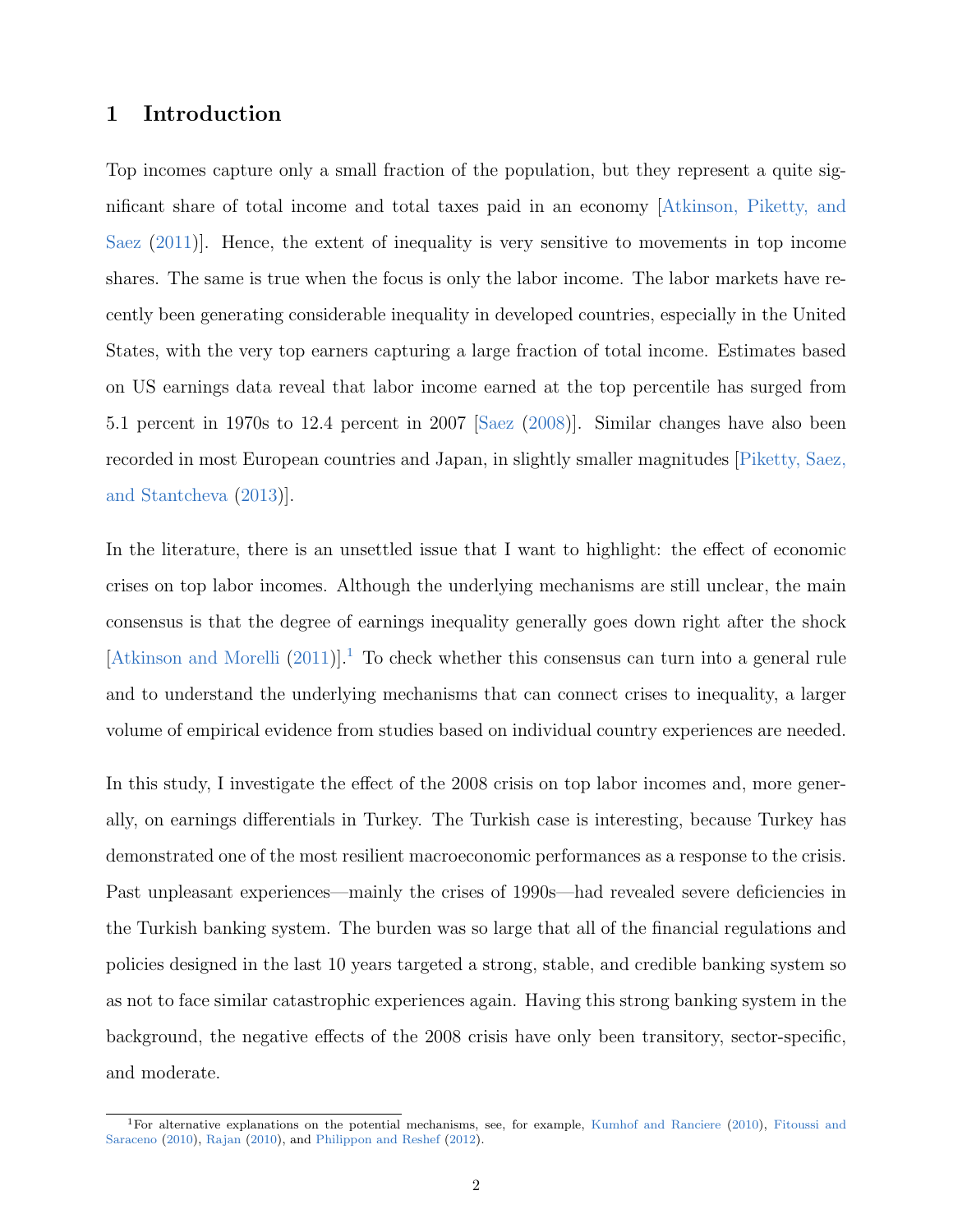## 1 Introduction

Top incomes capture only a small fraction of the population, but they represent a quite significant share of total income and total taxes paid in an economy [Atkinson, Piketty, and Saez (2011)]. Hence, the extent of inequality is very sensitive to movements in top income shares. The same is true when the focus is only the labor income. The labor markets have recently been generating considerable inequality in developed countries, especially in the United States, with the very top earners capturing a large fraction of total income. Estimates based on US earnings data reveal that labor income earned at the top percentile has surged from 5.1 percent in 1970s to 12.4 percent in 2007 [Saez (2008)]. Similar changes have also been recorded in most European countries and Japan, in slightly smaller magnitudes [Piketty, Saez, and Stantcheva (2013)].

In the literature, there is an unsettled issue that I want to highlight: the effect of economic crises on top labor incomes. Although the underlying mechanisms are still unclear, the main consensus is that the degree of earnings inequality generally goes down right after the shock [Atkinson and Morelli (2011)].[1] To check whether this consensus can turn into a general rule and to understand the underlying mechanisms that can connect crises to inequality, a larger volume of empirical evidence from studies based on individual country experiences are needed.

In this study, I investigate the effect of the 2008 crisis on top labor incomes and, more generally, on earnings differentials in Turkey. The Turkish case is interesting, because Turkey has demonstrated one of the most resilient macroeconomic performances as a response to the crisis. Past unpleasant experiences—mainly the crises of 1990s—had revealed severe deficiencies in the Turkish banking system. The burden was so large that all of the financial regulations and policies designed in the last 10 years targeted a strong, stable, and credible banking system so as not to face similar catastrophic experiences again. Having this strong banking system in the background, the negative effects of the 2008 crisis have only been transitory, sector-specific, and moderate.

[1] For alternative explanations on the potential mechanisms, see, for example, Kumhof and Ranciere (2010), Fitoussi and Saraceno (2010), Rajan (2010), and Philippon and Reshef (2012).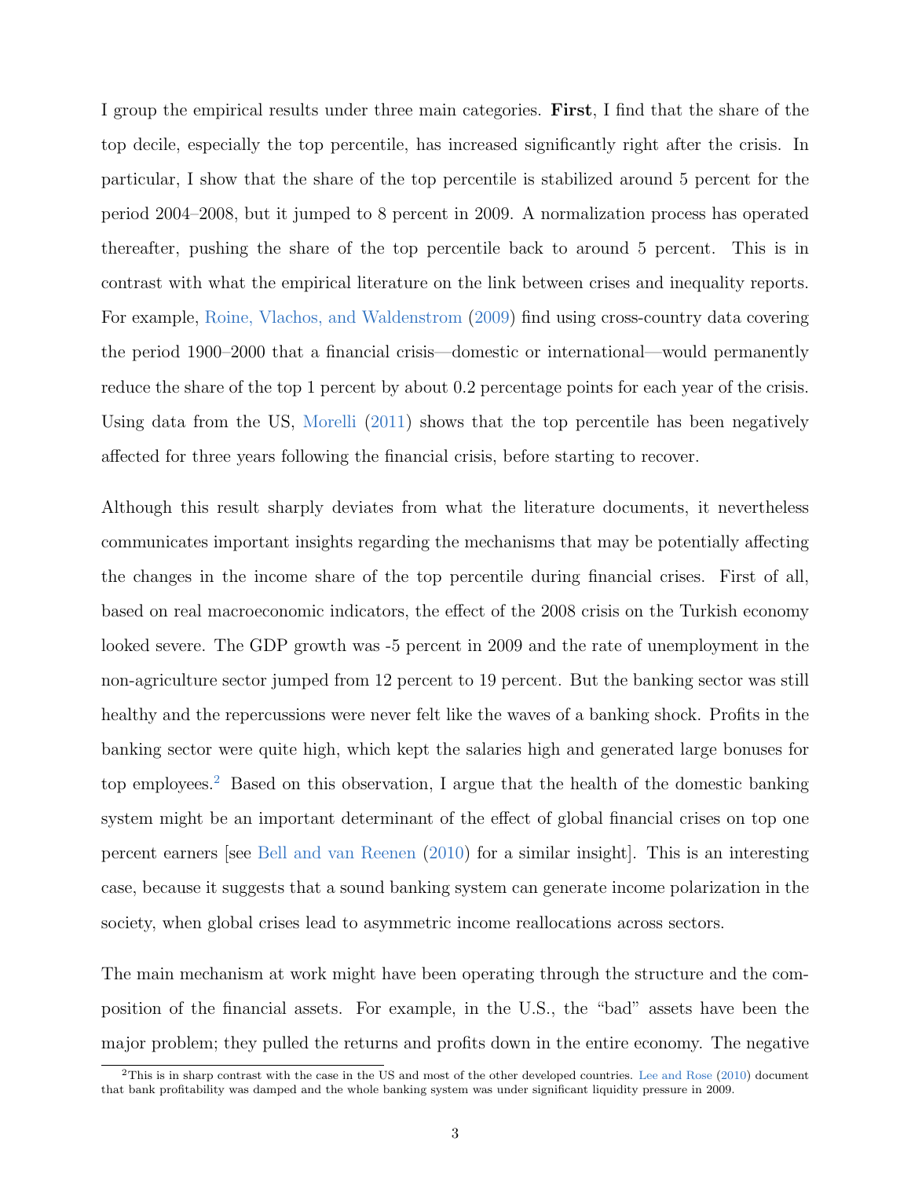I group the empirical results under three main categories. **First**, I find that the share of the top decile, especially the top percentile, has increased significantly right after the crisis. In particular, I show that the share of the top percentile is stabilized around 5 percent for the period 2004–2008, but it jumped to 8 percent in 2009. A normalization process has operated thereafter, pushing the share of the top percentile back to around 5 percent. This is in contrast with what the empirical literature on the link between crises and inequality reports. For example, Roine, Vlachos, and Waldenstrom (2009) find using cross-country data covering the period 1900–2000 that a financial crisis—domestic or international—would permanently reduce the share of the top 1 percent by about 0.2 percentage points for each year of the crisis. Using data from the US, Morelli (2011) shows that the top percentile has been negatively affected for three years following the financial crisis, before starting to recover.

Although this result sharply deviates from what the literature documents, it nevertheless communicates important insights regarding the mechanisms that may be potentially affecting the changes in the income share of the top percentile during financial crises. First of all, based on real macroeconomic indicators, the effect of the 2008 crisis on the Turkish economy looked severe. The GDP growth was -5 percent in 2009 and the rate of unemployment in the non-agriculture sector jumped from 12 percent to 19 percent. But the banking sector was still healthy and the repercussions were never felt like the waves of a banking shock. Profits in the banking sector were quite high, which kept the salaries high and generated large bonuses for top employees.[2] Based on this observation, I argue that the health of the domestic banking system might be an important determinant of the effect of global financial crises on top one percent earners [see Bell and van Reenen (2010) for a similar insight]. This is an interesting case, because it suggests that a sound banking system can generate income polarization in the society, when global crises lead to asymmetric income reallocations across sectors.

The main mechanism at work might have been operating through the structure and the composition of the financial assets. For example, in the U.S., the "bad" assets have been the major problem; they pulled the returns and profits down in the entire economy. The negative

[2] This is in sharp contrast with the case in the US and most of the other developed countries. Lee and Rose (2010) document that bank profitability was damped and the whole banking system was under significant liquidity pressure in 2009.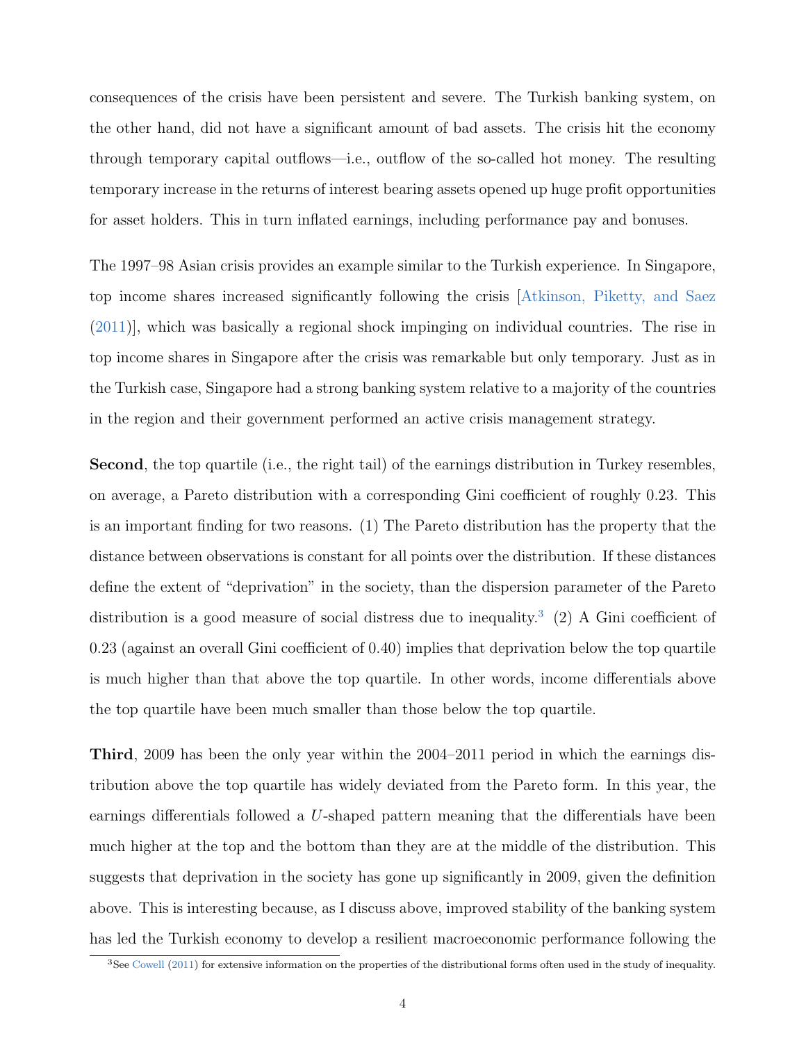consequences of the crisis have been persistent and severe. The Turkish banking system, on the other hand, did not have a significant amount of bad assets. The crisis hit the economy through temporary capital outflows—i.e., outflow of the so-called hot money. The resulting temporary increase in the returns of interest bearing assets opened up huge profit opportunities for asset holders. This in turn inflated earnings, including performance pay and bonuses.

The 1997–98 Asian crisis provides an example similar to the Turkish experience. In Singapore, top income shares increased significantly following the crisis [Atkinson, Piketty, and Saez (2011)], which was basically a regional shock impinging on individual countries. The rise in top income shares in Singapore after the crisis was remarkable but only temporary. Just as in the Turkish case, Singapore had a strong banking system relative to a majority of the countries in the region and their government performed an active crisis management strategy.

**Second**, the top quartile (i.e., the right tail) of the earnings distribution in Turkey resembles, on average, a Pareto distribution with a corresponding Gini coefficient of roughly 0.23. This is an important finding for two reasons. (1) The Pareto distribution has the property that the distance between observations is constant for all points over the distribution. If these distances define the extent of "deprivation" in the society, than the dispersion parameter of the Pareto distribution is a good measure of social distress due to inequality.[3] (2) A Gini coefficient of 0.23 (against an overall Gini coefficient of 0.40) implies that deprivation below the top quartile is much higher than that above the top quartile. In other words, income differentials above the top quartile have been much smaller than those below the top quartile.

**Third**, 2009 has been the only year within the 2004–2011 period in which the earnings distribution above the top quartile has widely deviated from the Pareto form. In this year, the earnings differentials followed a *U*-shaped pattern meaning that the differentials have been much higher at the top and the bottom than they are at the middle of the distribution. This suggests that deprivation in the society has gone up significantly in 2009, given the definition above. This is interesting because, as I discuss above, improved stability of the banking system has led the Turkish economy to develop a resilient macroeconomic performance following the

[3] See Cowell (2011) for extensive information on the properties of the distributional forms often used in the study of inequality.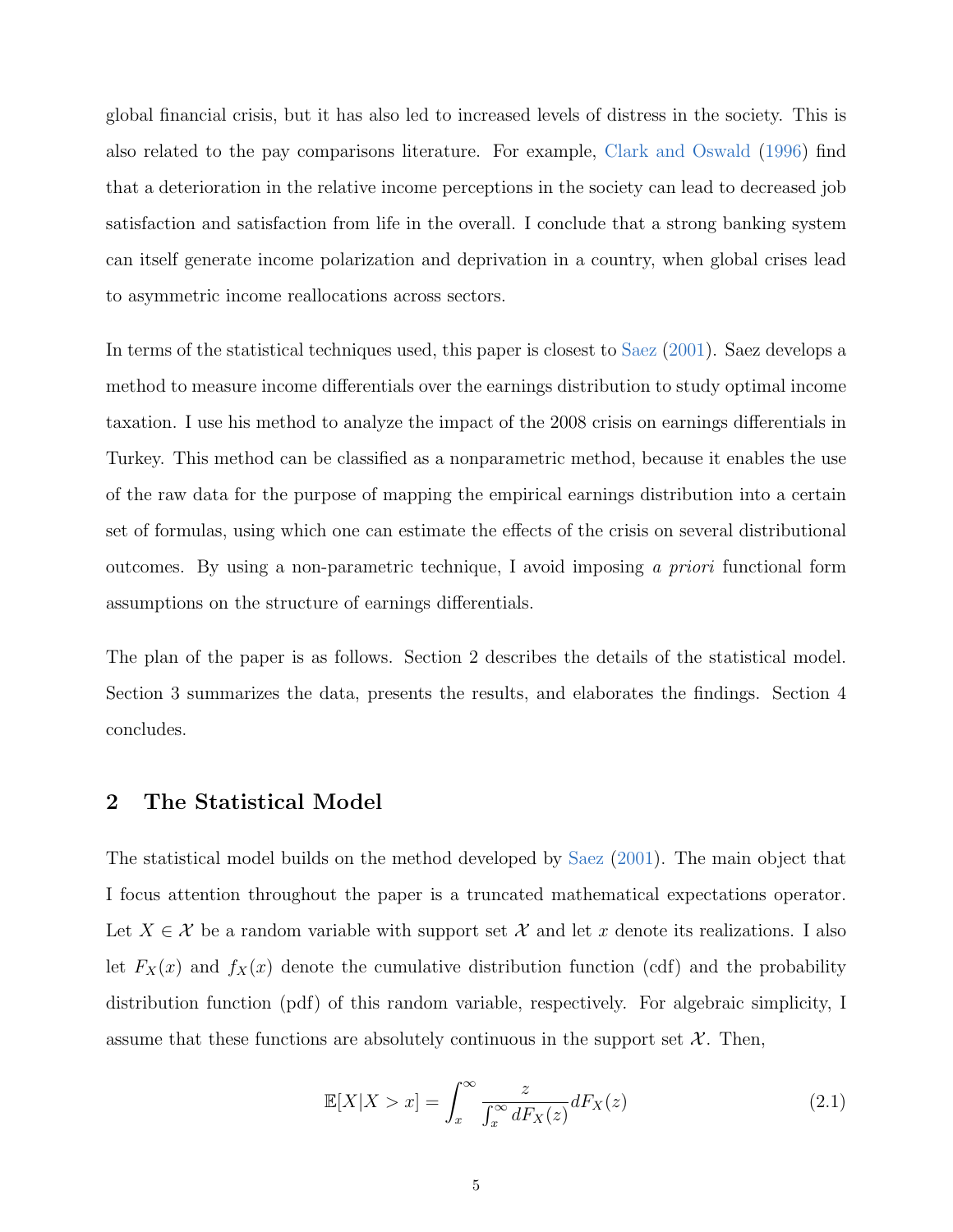global financial crisis, but it has also led to increased levels of distress in the society. This is also related to the pay comparisons literature. For example, Clark and Oswald (1996) find that a deterioration in the relative income perceptions in the society can lead to decreased job satisfaction and satisfaction from life in the overall. I conclude that a strong banking system can itself generate income polarization and deprivation in a country, when global crises lead to asymmetric income reallocations across sectors.

In terms of the statistical techniques used, this paper is closest to Saez (2001). Saez develops a method to measure income differentials over the earnings distribution to study optimal income taxation. I use his method to analyze the impact of the 2008 crisis on earnings differentials in Turkey. This method can be classified as a nonparametric method, because it enables the use of the raw data for the purpose of mapping the empirical earnings distribution into a certain set of formulas, using which one can estimate the effects of the crisis on several distributional outcomes. By using a non-parametric technique, I avoid imposing *a priori* functional form assumptions on the structure of earnings differentials.

The plan of the paper is as follows. Section 2 describes the details of the statistical model. Section 3 summarizes the data, presents the results, and elaborates the findings. Section 4 concludes.

## 2 The Statistical Model

The statistical model builds on the method developed by Saez (2001). The main object that I focus attention throughout the paper is a truncated mathematical expectations operator. Let $X \in \mathcal{X}$ be a random variable with support set $\mathcal{X}$ and let $x$ denote its realizations. I also let $F_X(x)$ and $f_X(x)$ denote the cumulative distribution function (cdf) and the probability distribution function (pdf) of this random variable, respectively. For algebraic simplicity, I assume that these functions are absolutely continuous in the support set $\mathcal{X}$. Then,

$$\mathbb{E}[X|X > x] = \int_x^\infty \frac{z}{\int_x^\infty dF_X(z)} dF_X(z) \tag{2.1}$$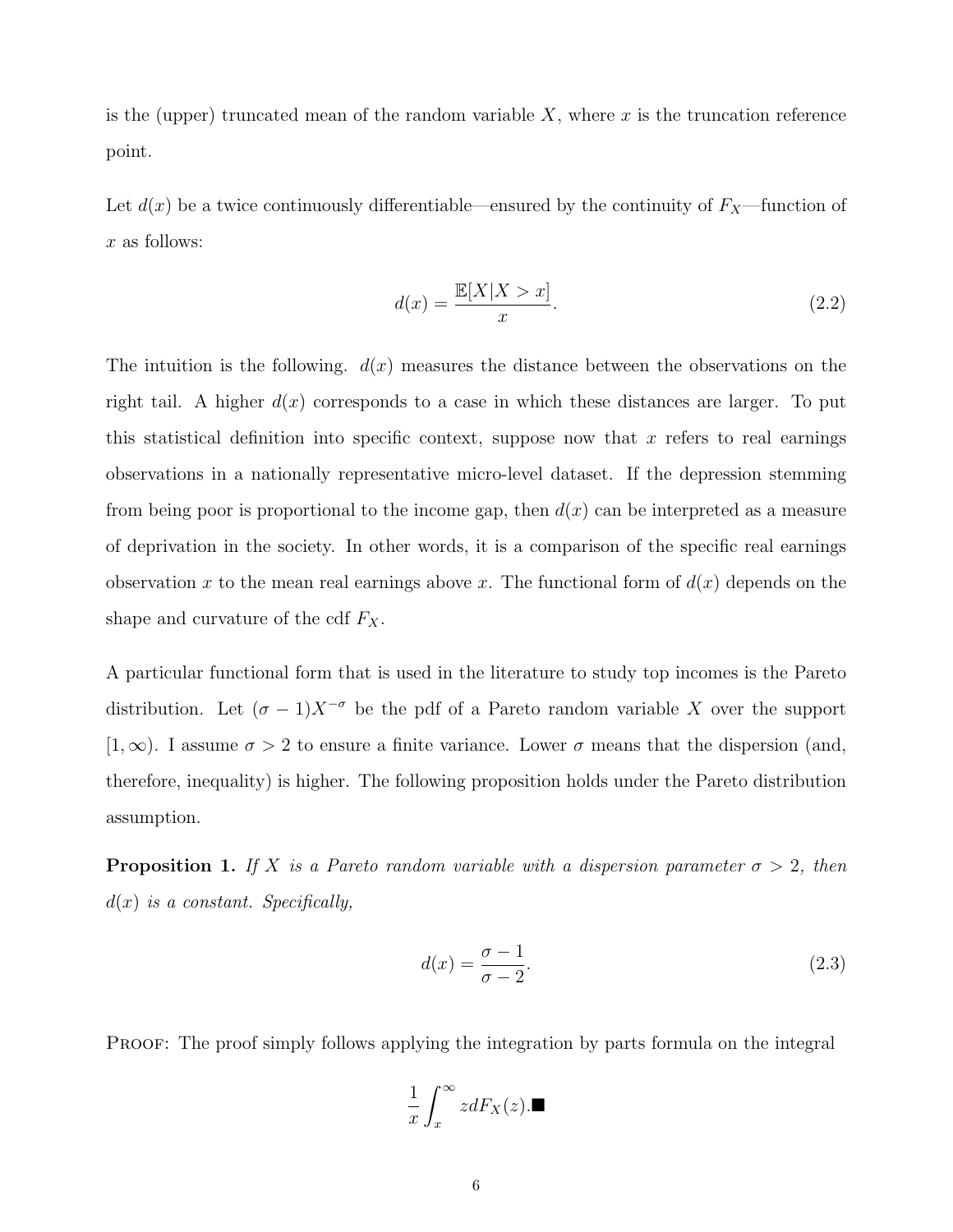is the (upper) truncated mean of the random variable $X$, where $x$ is the truncation reference point.

Let $d(x)$ be a twice continuously differentiable—ensured by the continuity of $F_X$—function of $x$ as follows:

$$d(x) = \frac{\mathbb{E}[X|X > x]}{x}. \tag{2.2}$$

The intuition is the following. $d(x)$ measures the distance between the observations on the right tail. A higher $d(x)$ corresponds to a case in which these distances are larger. To put this statistical definition into specific context, suppose now that $x$ refers to real earnings observations in a nationally representative micro-level dataset. If the depression stemming from being poor is proportional to the income gap, then $d(x)$ can be interpreted as a measure of deprivation in the society. In other words, it is a comparison of the specific real earnings observation $x$ to the mean real earnings above $x$. The functional form of $d(x)$ depends on the shape and curvature of the cdf $F_X$.

A particular functional form that is used in the literature to study top incomes is the Pareto distribution. Let $(\sigma - 1)X^{-\sigma}$ be the pdf of a Pareto random variable $X$ over the support $[1, \infty)$. I assume $\sigma > 2$ to ensure a finite variance. Lower $\sigma$ means that the dispersion (and, therefore, inequality) is higher. The following proposition holds under the Pareto distribution assumption.

**Proposition 1.** *If $X$ is a Pareto random variable with a dispersion parameter $\sigma > 2$, then $d(x)$ is a constant. Specifically,*

$$d(x) = \frac{\sigma - 1}{\sigma - 2}. \tag{2.3}$$

PROOF: The proof simply follows applying the integration by parts formula on the integral

$$\frac{1}{x}\int_x^\infty z dF_X(z). \blacksquare$$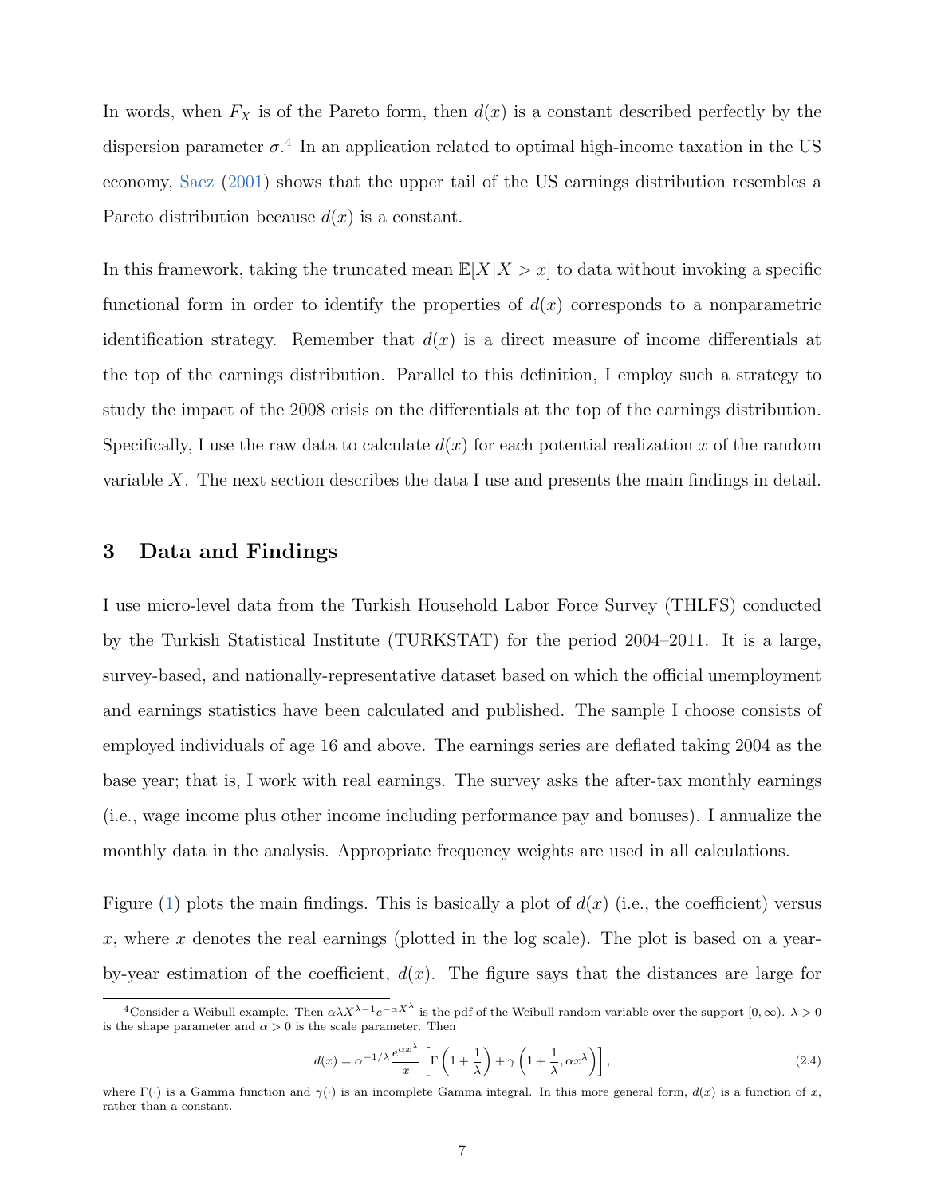In words, when $F_X$ is of the Pareto form, then $d(x)$ is a constant described perfectly by the dispersion parameter $\sigma$.[4] In an application related to optimal high-income taxation in the US economy, Saez (2001) shows that the upper tail of the US earnings distribution resembles a Pareto distribution because $d(x)$ is a constant.

In this framework, taking the truncated mean $\mathbb{E}[X|X > x]$ to data without invoking a specific functional form in order to identify the properties of $d(x)$ corresponds to a nonparametric identification strategy. Remember that $d(x)$ is a direct measure of income differentials at the top of the earnings distribution. Parallel to this definition, I employ such a strategy to study the impact of the 2008 crisis on the differentials at the top of the earnings distribution. Specifically, I use the raw data to calculate $d(x)$ for each potential realization $x$ of the random variable $X$. The next section describes the data I use and presents the main findings in detail.

## 3 Data and Findings

I use micro-level data from the Turkish Household Labor Force Survey (THLFS) conducted by the Turkish Statistical Institute (TURKSTAT) for the period 2004–2011. It is a large, survey-based, and nationally-representative dataset based on which the official unemployment and earnings statistics have been calculated and published. The sample I choose consists of employed individuals of age 16 and above. The earnings series are deflated taking 2004 as the base year; that is, I work with real earnings. The survey asks the after-tax monthly earnings (i.e., wage income plus other income including performance pay and bonuses). I annualize the monthly data in the analysis. Appropriate frequency weights are used in all calculations.

Figure (1) plots the main findings. This is basically a plot of $d(x)$ (i.e., the coefficient) versus $x$, where $x$ denotes the real earnings (plotted in the log scale). The plot is based on a year-by-year estimation of the coefficient, $d(x)$. The figure says that the distances are large for

---

[4] Consider a Weibull example. Then $\alpha\lambda X^{\lambda-1}e^{-\alpha X^{\lambda}}$ is the pdf of the Weibull random variable over the support $[0, \infty)$. $\lambda > 0$ is the shape parameter and $\alpha > 0$ is the scale parameter. Then

$$d(x) = \alpha^{-1/\lambda}\frac{e^{\alpha x^{\lambda}}}{x}\left[\Gamma\left(1+\frac{1}{\lambda}\right)+\gamma\left(1+\frac{1}{\lambda}, \alpha x^{\lambda}\right)\right], \tag{2.4}$$

where $\Gamma(\cdot)$ is a Gamma function and $\gamma(\cdot)$ is an incomplete Gamma integral. In this more general form, $d(x)$ is a function of $x$, rather than a constant.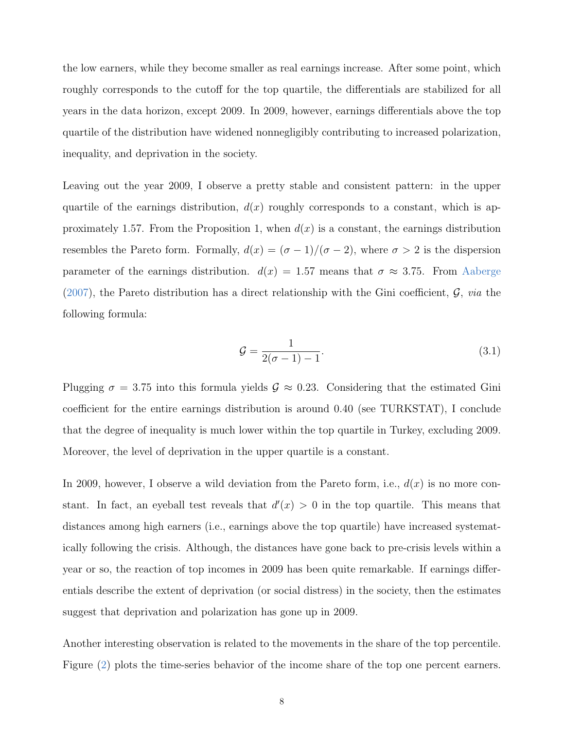the low earners, while they become smaller as real earnings increase. After some point, which roughly corresponds to the cutoff for the top quartile, the differentials are stabilized for all years in the data horizon, except 2009. In 2009, however, earnings differentials above the top quartile of the distribution have widened nonnegligibly contributing to increased polarization, inequality, and deprivation in the society.

Leaving out the year 2009, I observe a pretty stable and consistent pattern: in the upper quartile of the earnings distribution, $d(x)$ roughly corresponds to a constant, which is approximately 1.57. From the Proposition 1, when $d(x)$ is a constant, the earnings distribution resembles the Pareto form. Formally, $d(x) = (\sigma - 1)/(\sigma - 2)$, where $\sigma > 2$ is the dispersion parameter of the earnings distribution. $d(x) = 1.57$ means that $\sigma \approx 3.75$. From Aaberge (2007), the Pareto distribution has a direct relationship with the Gini coefficient, $\mathcal{G}$, *via* the following formula:

$$\mathcal{G} = \frac{1}{2(\sigma - 1) - 1}. \tag{3.1}$$

Plugging $\sigma = 3.75$ into this formula yields $\mathcal{G} \approx 0.23$. Considering that the estimated Gini coefficient for the entire earnings distribution is around 0.40 (see TURKSTAT), I conclude that the degree of inequality is much lower within the top quartile in Turkey, excluding 2009. Moreover, the level of deprivation in the upper quartile is a constant.

In 2009, however, I observe a wild deviation from the Pareto form, i.e., $d(x)$ is no more constant. In fact, an eyeball test reveals that $d'(x) > 0$ in the top quartile. This means that distances among high earners (i.e., earnings above the top quartile) have increased systematically following the crisis. Although, the distances have gone back to pre-crisis levels within a year or so, the reaction of top incomes in 2009 has been quite remarkable. If earnings differentials describe the extent of deprivation (or social distress) in the society, then the estimates suggest that deprivation and polarization has gone up in 2009.

Another interesting observation is related to the movements in the share of the top percentile. Figure (2) plots the time-series behavior of the income share of the top one percent earners.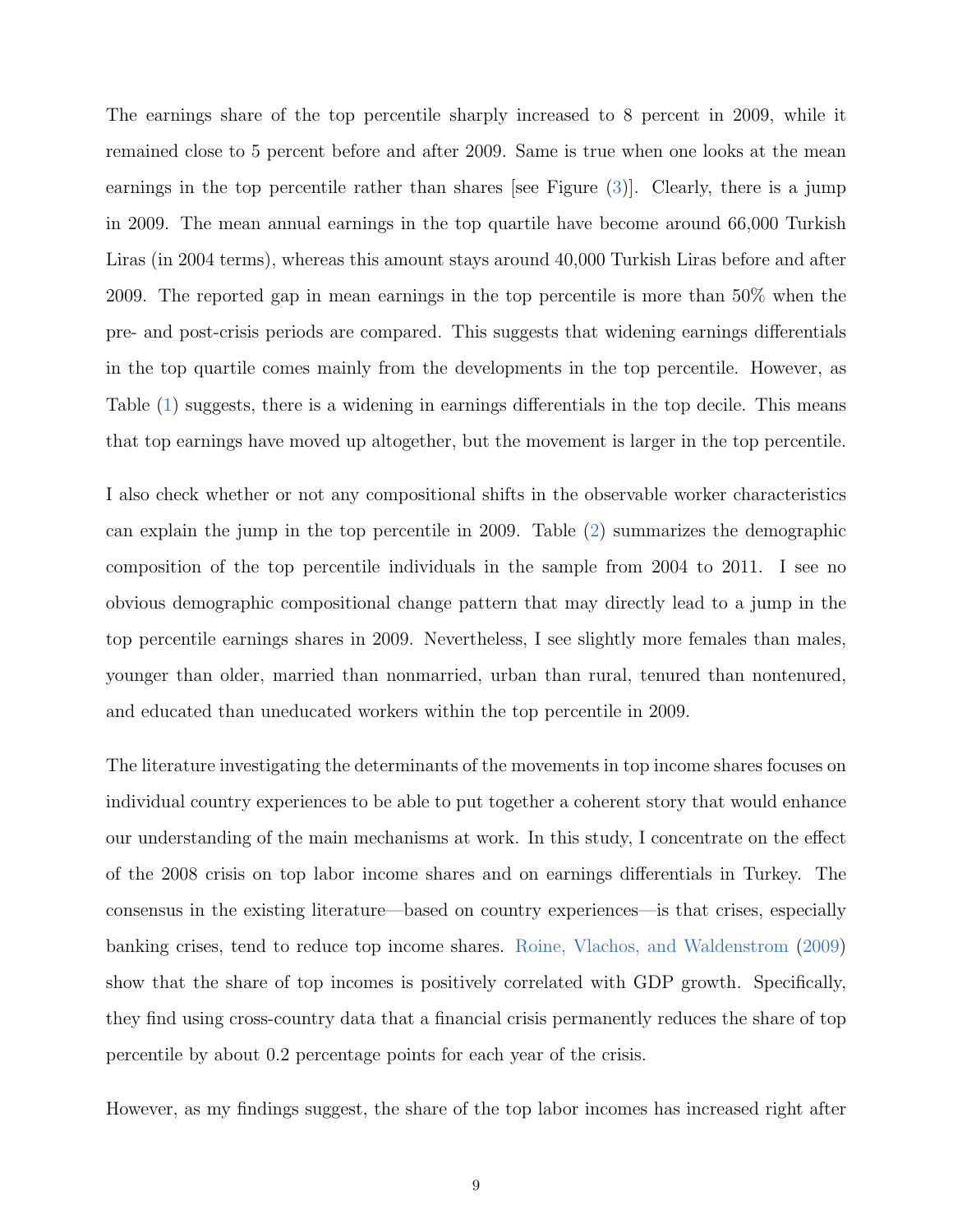The earnings share of the top percentile sharply increased to 8 percent in 2009, while it remained close to 5 percent before and after 2009. Same is true when one looks at the mean earnings in the top percentile rather than shares [see Figure (3)]. Clearly, there is a jump in 2009. The mean annual earnings in the top quartile have become around 66,000 Turkish Liras (in 2004 terms), whereas this amount stays around 40,000 Turkish Liras before and after 2009. The reported gap in mean earnings in the top percentile is more than 50% when the pre- and post-crisis periods are compared. This suggests that widening earnings differentials in the top quartile comes mainly from the developments in the top percentile. However, as Table (1) suggests, there is a widening in earnings differentials in the top decile. This means that top earnings have moved up altogether, but the movement is larger in the top percentile.

I also check whether or not any compositional shifts in the observable worker characteristics can explain the jump in the top percentile in 2009. Table (2) summarizes the demographic composition of the top percentile individuals in the sample from 2004 to 2011. I see no obvious demographic compositional change pattern that may directly lead to a jump in the top percentile earnings shares in 2009. Nevertheless, I see slightly more females than males, younger than older, married than nonmarried, urban than rural, tenured than nontenured, and educated than uneducated workers within the top percentile in 2009.

The literature investigating the determinants of the movements in top income shares focuses on individual country experiences to be able to put together a coherent story that would enhance our understanding of the main mechanisms at work. In this study, I concentrate on the effect of the 2008 crisis on top labor income shares and on earnings differentials in Turkey. The consensus in the existing literature—based on country experiences—is that crises, especially banking crises, tend to reduce top income shares. Roine, Vlachos, and Waldenstrom (2009) show that the share of top incomes is positively correlated with GDP growth. Specifically, they find using cross-country data that a financial crisis permanently reduces the share of top percentile by about 0.2 percentage points for each year of the crisis.

However, as my findings suggest, the share of the top labor incomes has increased right after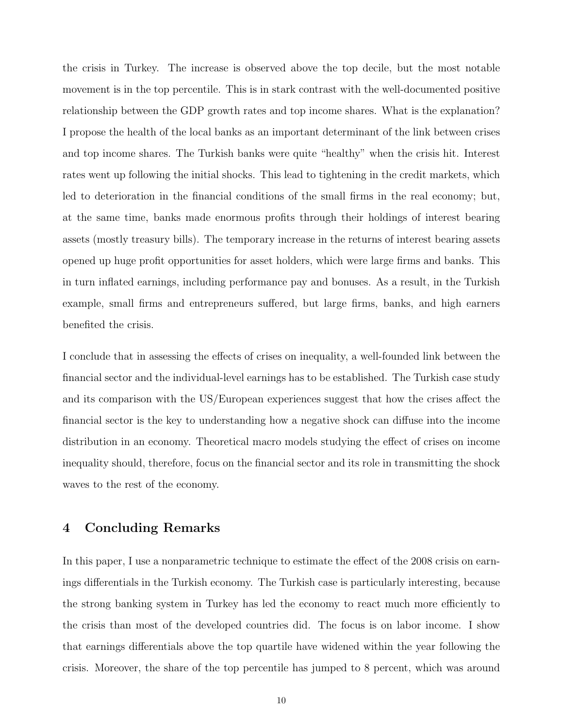the crisis in Turkey. The increase is observed above the top decile, but the most notable movement is in the top percentile. This is in stark contrast with the well-documented positive relationship between the GDP growth rates and top income shares. What is the explanation? I propose the health of the local banks as an important determinant of the link between crises and top income shares. The Turkish banks were quite "healthy" when the crisis hit. Interest rates went up following the initial shocks. This lead to tightening in the credit markets, which led to deterioration in the financial conditions of the small firms in the real economy; but, at the same time, banks made enormous profits through their holdings of interest bearing assets (mostly treasury bills). The temporary increase in the returns of interest bearing assets opened up huge profit opportunities for asset holders, which were large firms and banks. This in turn inflated earnings, including performance pay and bonuses. As a result, in the Turkish example, small firms and entrepreneurs suffered, but large firms, banks, and high earners benefited the crisis.

I conclude that in assessing the effects of crises on inequality, a well-founded link between the financial sector and the individual-level earnings has to be established. The Turkish case study and its comparison with the US/European experiences suggest that how the crises affect the financial sector is the key to understanding how a negative shock can diffuse into the income distribution in an economy. Theoretical macro models studying the effect of crises on income inequality should, therefore, focus on the financial sector and its role in transmitting the shock waves to the rest of the economy.

## 4 Concluding Remarks

In this paper, I use a nonparametric technique to estimate the effect of the 2008 crisis on earnings differentials in the Turkish economy. The Turkish case is particularly interesting, because the strong banking system in Turkey has led the economy to react much more efficiently to the crisis than most of the developed countries did. The focus is on labor income. I show that earnings differentials above the top quartile have widened within the year following the crisis. Moreover, the share of the top percentile has jumped to 8 percent, which was around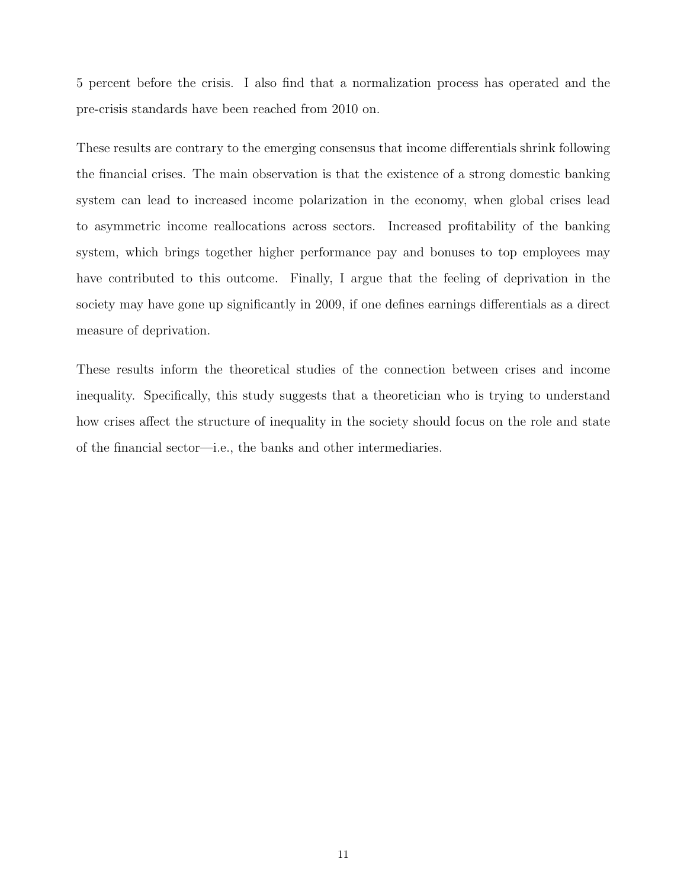5 percent before the crisis. I also find that a normalization process has operated and the pre-crisis standards have been reached from 2010 on.

These results are contrary to the emerging consensus that income differentials shrink following the financial crises. The main observation is that the existence of a strong domestic banking system can lead to increased income polarization in the economy, when global crises lead to asymmetric income reallocations across sectors. Increased profitability of the banking system, which brings together higher performance pay and bonuses to top employees may have contributed to this outcome. Finally, I argue that the feeling of deprivation in the society may have gone up significantly in 2009, if one defines earnings differentials as a direct measure of deprivation.

These results inform the theoretical studies of the connection between crises and income inequality. Specifically, this study suggests that a theoretician who is trying to understand how crises affect the structure of inequality in the society should focus on the role and state of the financial sector—i.e., the banks and other intermediaries.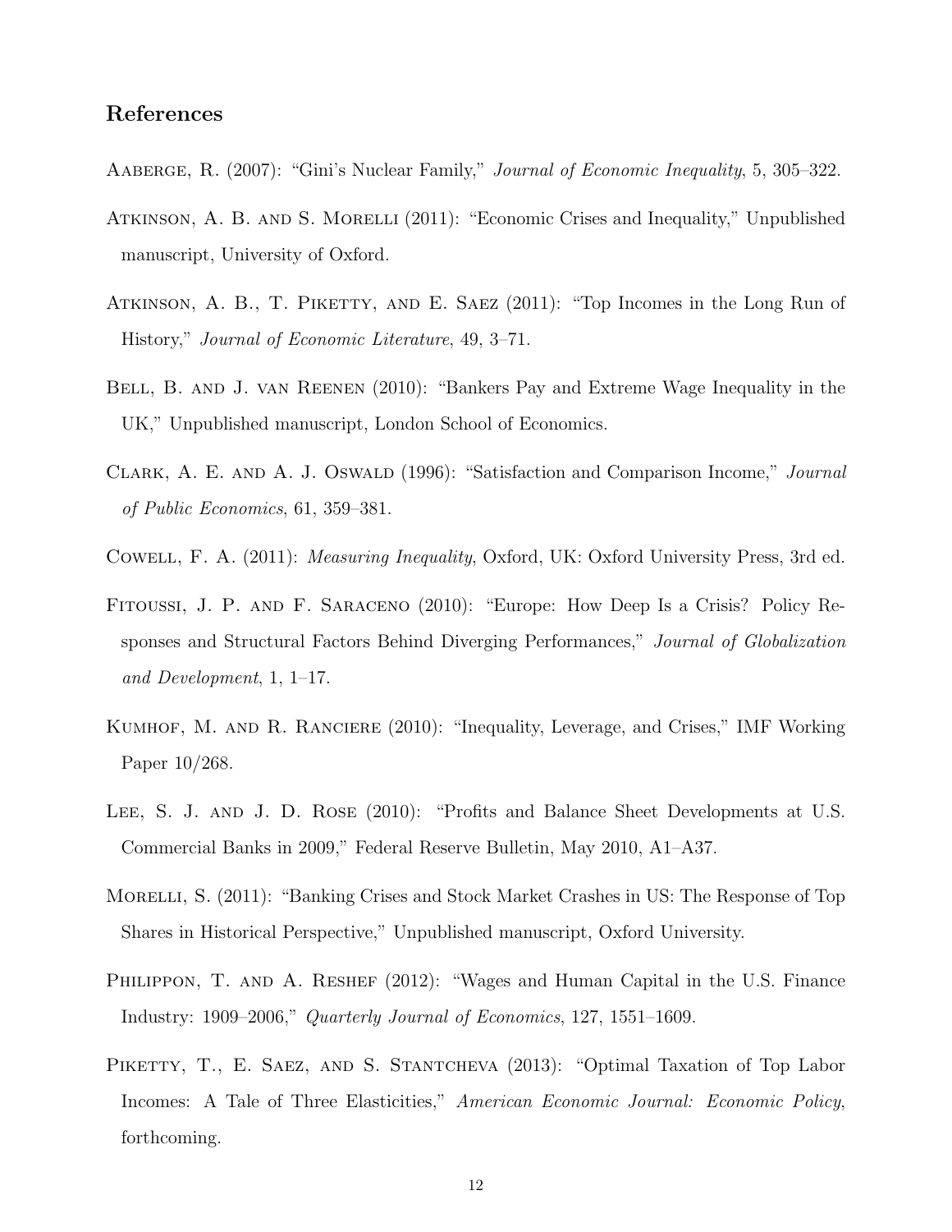## References

Aaberge, R. (2007): "Gini's Nuclear Family," *Journal of Economic Inequality*, 5, 305–322.

Atkinson, A. B. and S. Morelli (2011): "Economic Crises and Inequality," Unpublished manuscript, University of Oxford.

Atkinson, A. B., T. Piketty, and E. Saez (2011): "Top Incomes in the Long Run of History," *Journal of Economic Literature*, 49, 3–71.

Bell, B. and J. van Reenen (2010): "Bankers Pay and Extreme Wage Inequality in the UK," Unpublished manuscript, London School of Economics.

Clark, A. E. and A. J. Oswald (1996): "Satisfaction and Comparison Income," *Journal of Public Economics*, 61, 359–381.

Cowell, F. A. (2011): *Measuring Inequality*, Oxford, UK: Oxford University Press, 3rd ed.

Fitoussi, J. P. and F. Saraceno (2010): "Europe: How Deep Is a Crisis? Policy Responses and Structural Factors Behind Diverging Performances," *Journal of Globalization and Development*, 1, 1–17.

Kumhof, M. and R. Ranciere (2010): "Inequality, Leverage, and Crises," IMF Working Paper 10/268.

Lee, S. J. and J. D. Rose (2010): "Profits and Balance Sheet Developments at U.S. Commercial Banks in 2009," Federal Reserve Bulletin, May 2010, A1–A37.

Morelli, S. (2011): "Banking Crises and Stock Market Crashes in US: The Response of Top Shares in Historical Perspective," Unpublished manuscript, Oxford University.

Philippon, T. and A. Reshef (2012): "Wages and Human Capital in the U.S. Finance Industry: 1909–2006," *Quarterly Journal of Economics*, 127, 1551–1609.

Piketty, T., E. Saez, and S. Stantcheva (2013): "Optimal Taxation of Top Labor Incomes: A Tale of Three Elasticities," *American Economic Journal: Economic Policy*, forthcoming.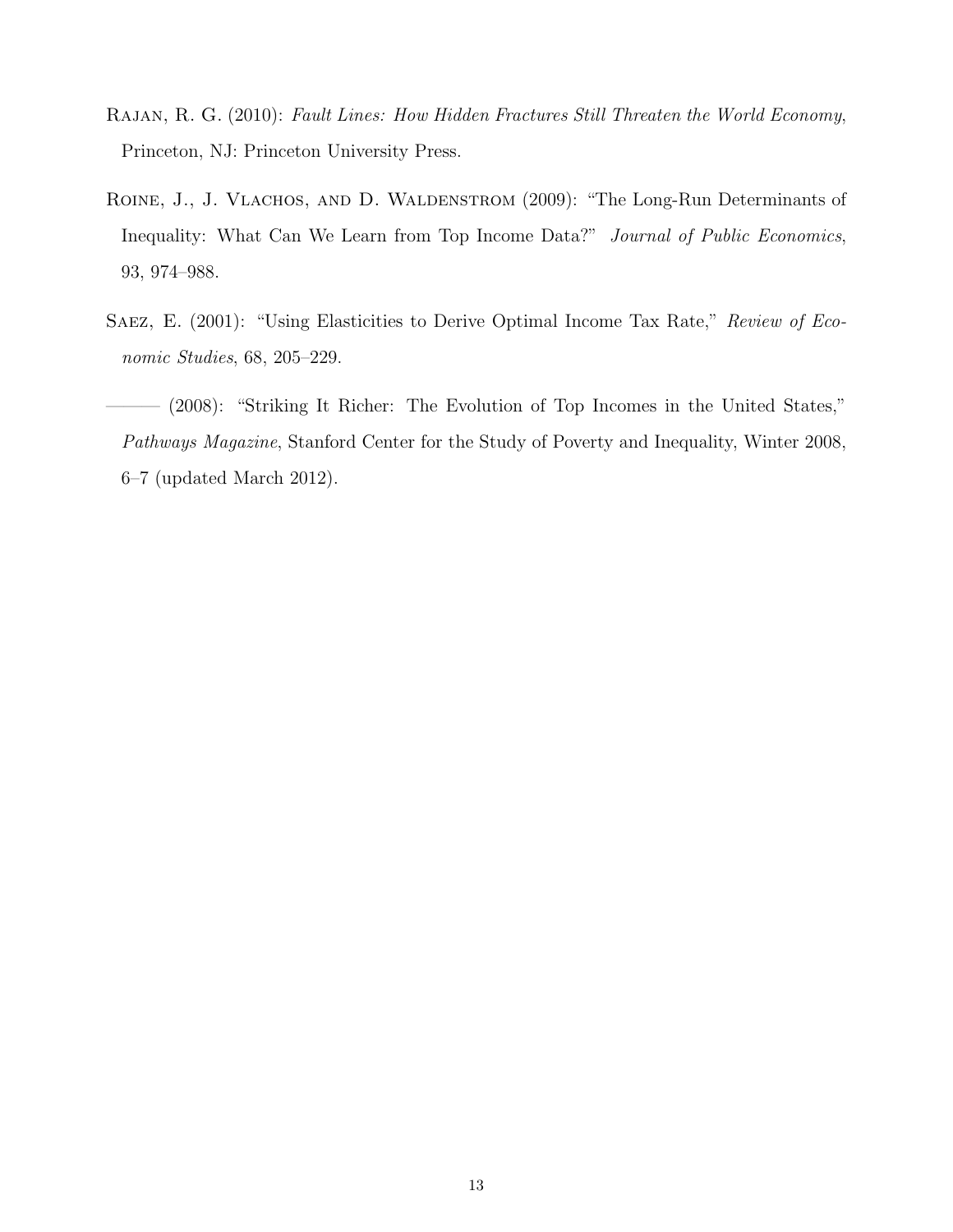Rajan, R. G. (2010): *Fault Lines: How Hidden Fractures Still Threaten the World Economy*, Princeton, NJ: Princeton University Press.

Roine, J., J. Vlachos, and D. Waldenstrom (2009): "The Long-Run Determinants of Inequality: What Can We Learn from Top Income Data?" *Journal of Public Economics*, 93, 974–988.

Saez, E. (2001): "Using Elasticities to Derive Optimal Income Tax Rate," *Review of Economic Studies*, 68, 205–229.

——— (2008): "Striking It Richer: The Evolution of Top Incomes in the United States," *Pathways Magazine*, Stanford Center for the Study of Poverty and Inequality, Winter 2008, 6–7 (updated March 2012).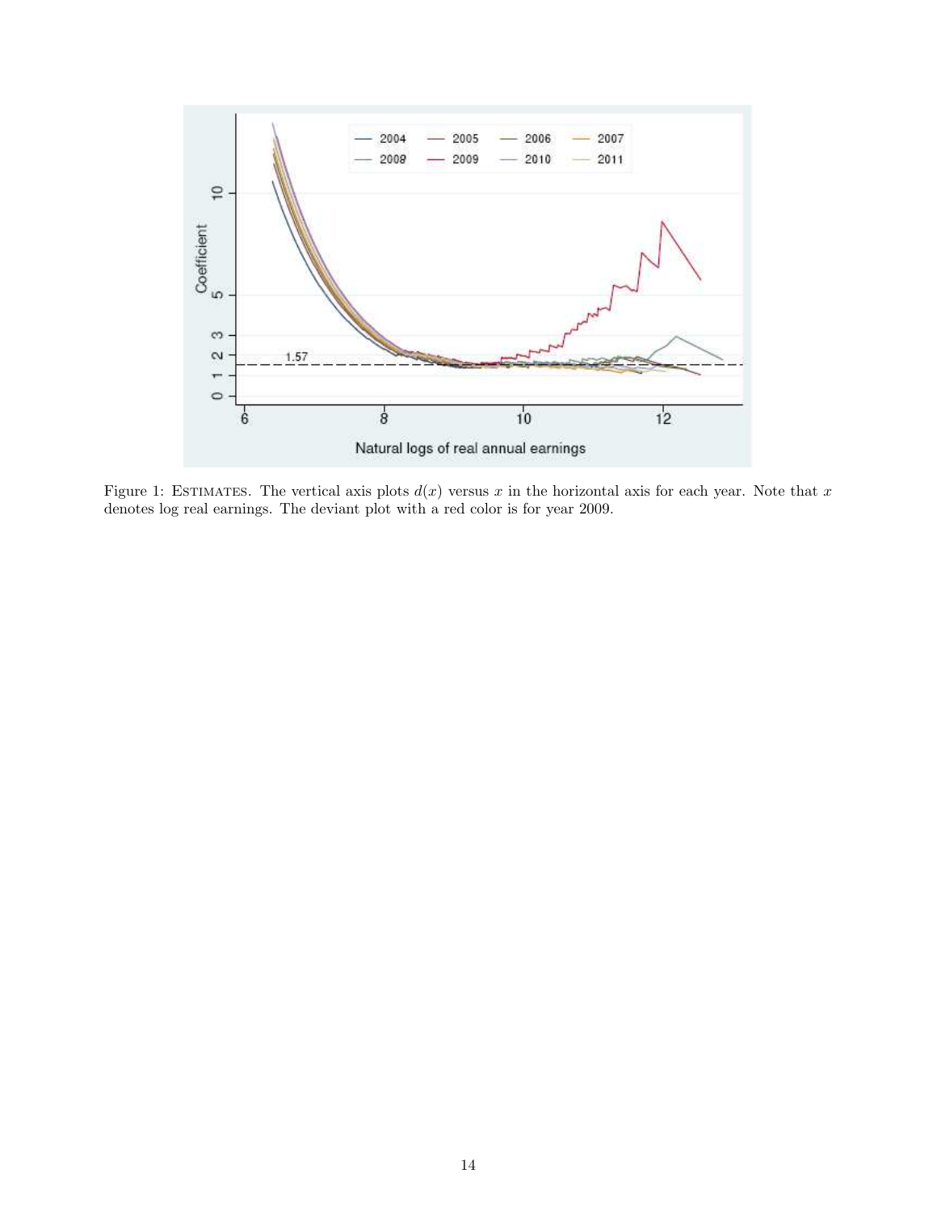Figure 1: Estimates. The vertical axis plots $d(x)$ versus $x$ in the horizontal axis for each year. Note that $x$ denotes log real earnings. The deviant plot with a red color is for year 2009.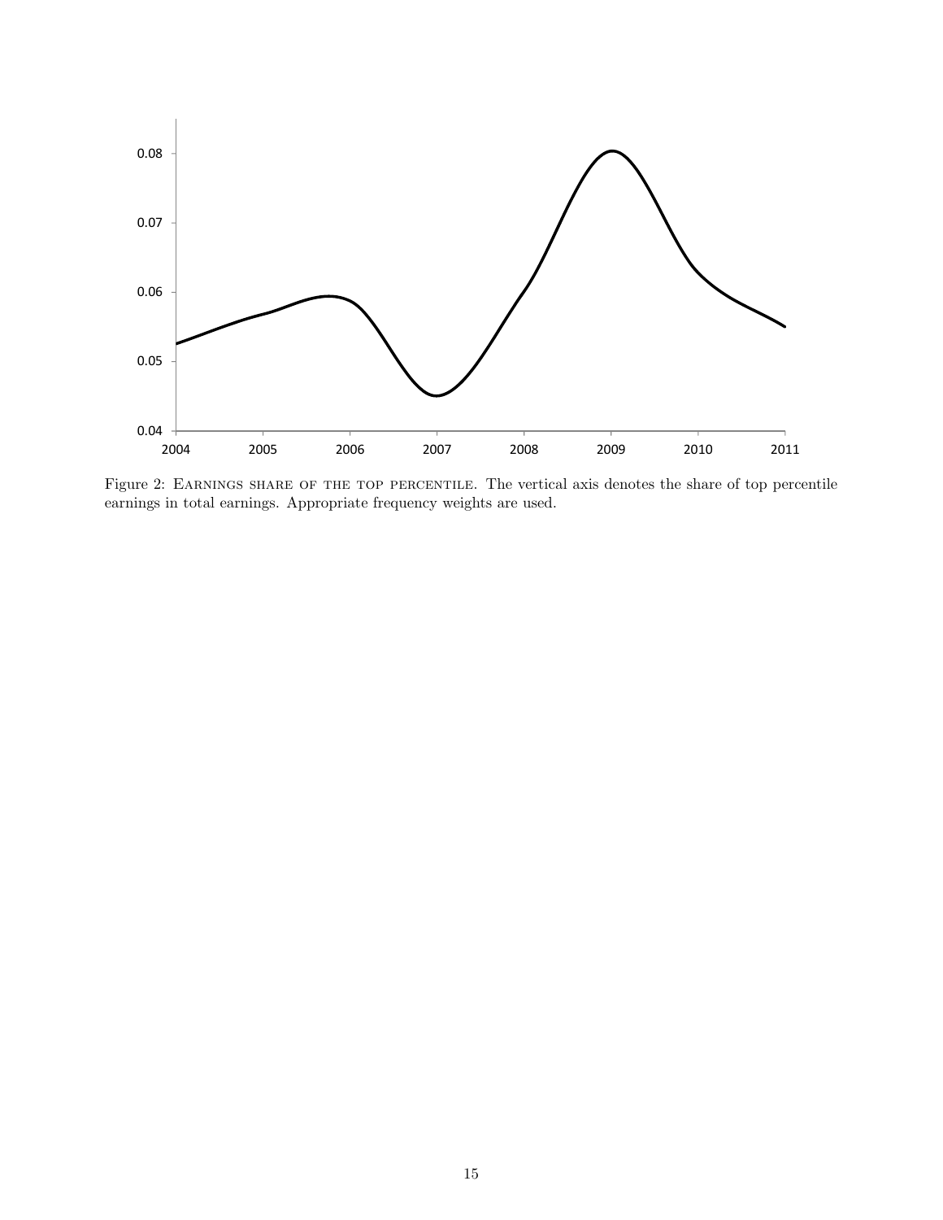Figure 2: Earnings share of the top percentile. The vertical axis denotes the share of top percentile earnings in total earnings. Appropriate frequency weights are used.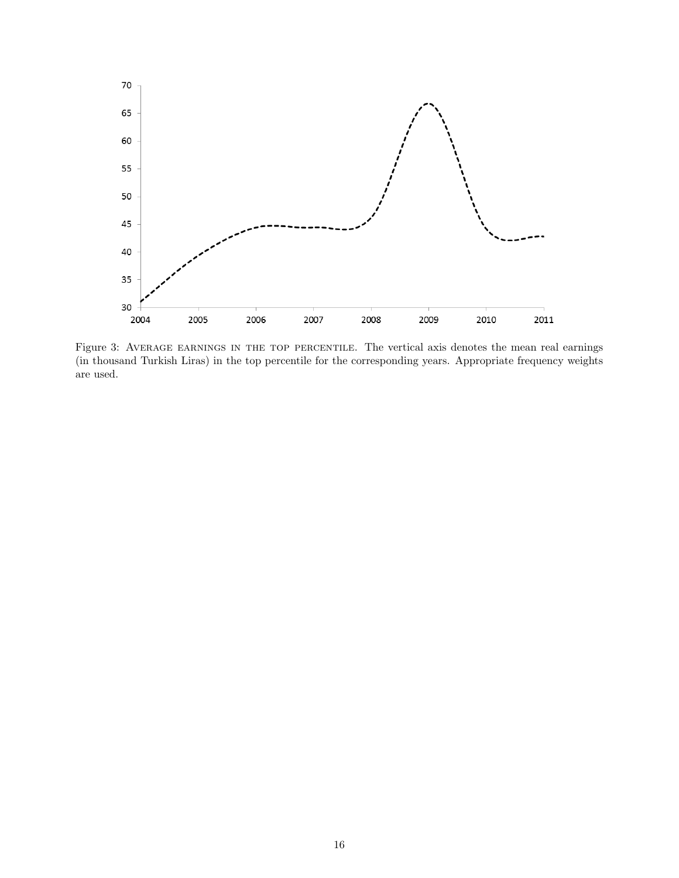Figure 3: Average earnings in the top percentile. The vertical axis denotes the mean real earnings (in thousand Turkish Liras) in the top percentile for the corresponding years. Appropriate frequency weights are used.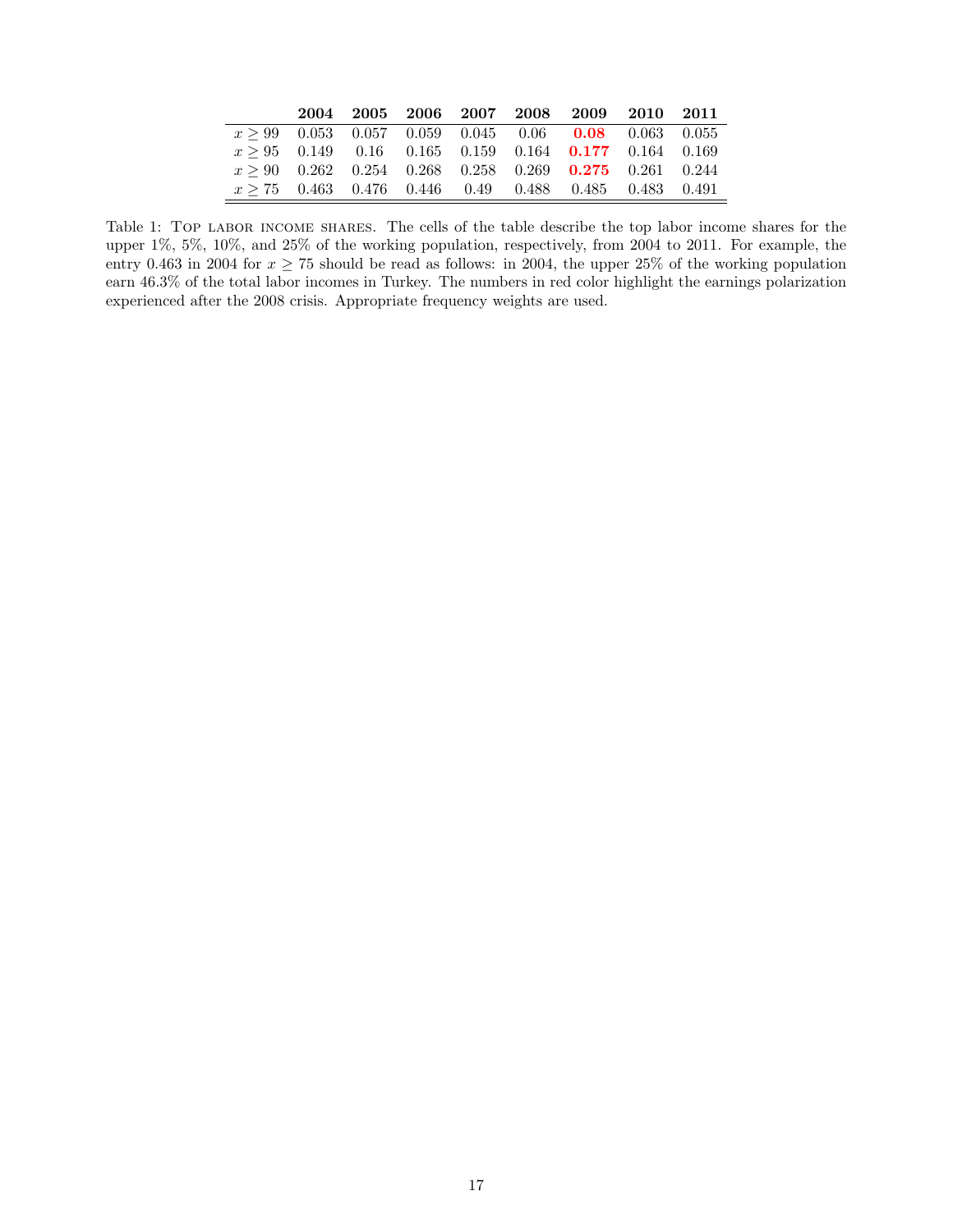| | **2004** | **2005** | **2006** | **2007** | **2008** | **2009** | **2010** | **2011** |
|---|---|---|---|---|---|---|---|---|
| $x \geq 99$ | 0.053 | 0.057 | 0.059 | 0.045 | 0.06 | **0.08** | 0.063 | 0.055 |
| $x \geq 95$ | 0.149 | 0.16 | 0.165 | 0.159 | 0.164 | **0.177** | 0.164 | 0.169 |
| $x \geq 90$ | 0.262 | 0.254 | 0.268 | 0.258 | 0.269 | **0.275** | 0.261 | 0.244 |
| $x \geq 75$ | 0.463 | 0.476 | 0.446 | 0.49 | 0.488 | 0.485 | 0.483 | 0.491 |

Table 1: Top labor income shares. The cells of the table describe the top labor income shares for the upper 1%, 5%, 10%, and 25% of the working population, respectively, from 2004 to 2011. For example, the entry 0.463 in 2004 for $x \geq 75$ should be read as follows: in 2004, the upper 25% of the working population earn 46.3% of the total labor incomes in Turkey. The numbers in red color highlight the earnings polarization experienced after the 2008 crisis. Appropriate frequency weights are used.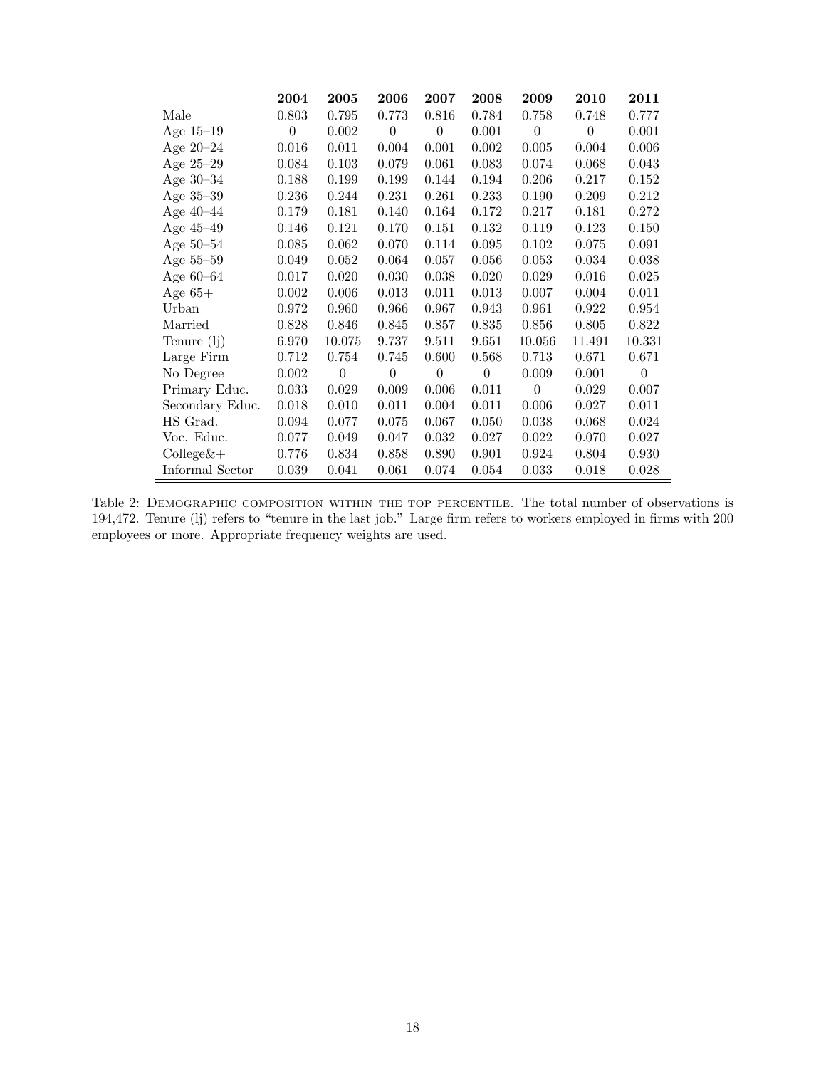| | 2004 | 2005 | 2006 | 2007 | 2008 | 2009 | 2010 | 2011 |
|---|---|---|---|---|---|---|---|---|
| Male | 0.803 | 0.795 | 0.773 | 0.816 | 0.784 | 0.758 | 0.748 | 0.777 |
| Age 15–19 | 0 | 0.002 | 0 | 0 | 0.001 | 0 | 0 | 0.001 |
| Age 20–24 | 0.016 | 0.011 | 0.004 | 0.001 | 0.002 | 0.005 | 0.004 | 0.006 |
| Age 25–29 | 0.084 | 0.103 | 0.079 | 0.061 | 0.083 | 0.074 | 0.068 | 0.043 |
| Age 30–34 | 0.188 | 0.199 | 0.199 | 0.144 | 0.194 | 0.206 | 0.217 | 0.152 |
| Age 35–39 | 0.236 | 0.244 | 0.231 | 0.261 | 0.233 | 0.190 | 0.209 | 0.212 |
| Age 40–44 | 0.179 | 0.181 | 0.140 | 0.164 | 0.172 | 0.217 | 0.181 | 0.272 |
| Age 45–49 | 0.146 | 0.121 | 0.170 | 0.151 | 0.132 | 0.119 | 0.123 | 0.150 |
| Age 50–54 | 0.085 | 0.062 | 0.070 | 0.114 | 0.095 | 0.102 | 0.075 | 0.091 |
| Age 55–59 | 0.049 | 0.052 | 0.064 | 0.057 | 0.056 | 0.053 | 0.034 | 0.038 |
| Age 60–64 | 0.017 | 0.020 | 0.030 | 0.038 | 0.020 | 0.029 | 0.016 | 0.025 |
| Age 65+ | 0.002 | 0.006 | 0.013 | 0.011 | 0.013 | 0.007 | 0.004 | 0.011 |
| Urban | 0.972 | 0.960 | 0.966 | 0.967 | 0.943 | 0.961 | 0.922 | 0.954 |
| Married | 0.828 | 0.846 | 0.845 | 0.857 | 0.835 | 0.856 | 0.805 | 0.822 |
| Tenure (lj) | 6.970 | 10.075 | 9.737 | 9.511 | 9.651 | 10.056 | 11.491 | 10.331 |
| Large Firm | 0.712 | 0.754 | 0.745 | 0.600 | 0.568 | 0.713 | 0.671 | 0.671 |
| No Degree | 0.002 | 0 | 0 | 0 | 0 | 0.009 | 0.001 | 0 |
| Primary Educ. | 0.033 | 0.029 | 0.009 | 0.006 | 0.011 | 0 | 0.029 | 0.007 |
| Secondary Educ. | 0.018 | 0.010 | 0.011 | 0.004 | 0.011 | 0.006 | 0.027 | 0.011 |
| HS Grad. | 0.094 | 0.077 | 0.075 | 0.067 | 0.050 | 0.038 | 0.068 | 0.024 |
| Voc. Educ. | 0.077 | 0.049 | 0.047 | 0.032 | 0.027 | 0.022 | 0.070 | 0.027 |
| College&+ | 0.776 | 0.834 | 0.858 | 0.890 | 0.901 | 0.924 | 0.804 | 0.930 |
| Informal Sector | 0.039 | 0.041 | 0.061 | 0.074 | 0.054 | 0.033 | 0.018 | 0.028 |

Table 2: Demographic composition within the top percentile. The total number of observations is 194,472. Tenure (lj) refers to "tenure in the last job." Large firm refers to workers employed in firms with 200 employees or more. Appropriate frequency weights are used.